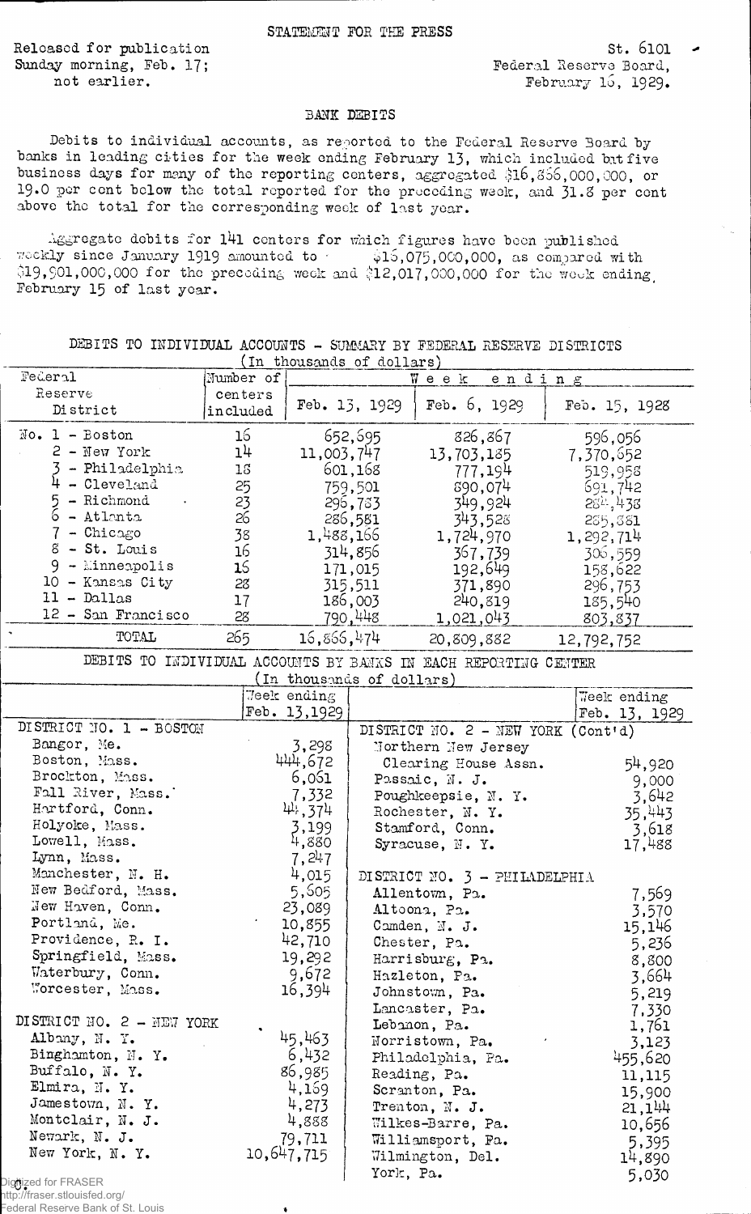STATEMENT FOR THE PRESS

Released for publication
Sunday morning, Feb. 17;
not earlier.

St. 6101
Federal Reserve Board,
February 16, 1929.

## BANK DEBITS

Debits to individual accounts, as reported to the Federal Reserve Board by banks in leading cities for the week ending February 13, which included but five business days for many of the reporting centers, aggregated $16,866,000,000, or 19.0 per cent below the total reported for the preceding week, and 31.8 per cent above the total for the corresponding week of last year.

Aggregate debits for 141 centers for which figures have been published weekly since January 1919 amounted to $16,075,000,000, as compared with $19,901,000,000 for the preceding week and $12,017,000,000 for the week ending February 15 of last year.

DEBITS TO INDIVIDUAL ACCOUNTS - SUMMARY BY FEDERAL RESERVE DISTRICTS
(In thousands of dollars)

| Federal Reserve District | Number of centers included | Week ending Feb. 13, 1929 | Week ending Feb. 6, 1929 | Week ending Feb. 15, 1928 |
|---|---|---|---|---|
| No. 1 - Boston | 16 | 652,695 | 826,867 | 596,056 |
| 2 - New York | 14 | 11,003,747 | 13,703,185 | 7,370,652 |
| 3 - Philadelphia | 18 | 601,168 | 777,194 | 519,958 |
| 4 - Cleveland | 25 | 759,501 | 890,074 | 691,742 |
| 5 - Richmond | 23 | 296,783 | 349,924 | 284,438 |
| 6 - Atlanta | 26 | 286,581 | 343,528 | 285,881 |
| 7 - Chicago | 38 | 1,488,166 | 1,724,970 | 1,292,714 |
| 8 - St. Louis | 16 | 314,856 | 367,739 | 306,559 |
| 9 - Minneapolis | 16 | 171,015 | 192,649 | 158,622 |
| 10 - Kansas City | 28 | 315,511 | 371,890 | 296,753 |
| 11 - Dallas | 17 | 186,003 | 240,819 | 185,540 |
| 12 - San Francisco | 28 | 790,448 | 1,021,043 | 803,837 |
| TOTAL | 265 | 16,866,474 | 20,809,882 | 12,792,752 |

DEBITS TO INDIVIDUAL ACCOUNTS BY BANKS IN EACH REPORTING CENTER
(In thousands of dollars)

| | Week ending Feb. 13, 1929 | | Week ending Feb. 13, 1929 |
|---|---|---|---|
| DISTRICT NO. 1 - BOSTON | | DISTRICT NO. 2 - NEW YORK (Cont'd) | |
| Bangor, Me. | 3,298 | Northern New Jersey Clearing House Assn. | 54,920 |
| Boston, Mass. | 444,672 | Passaic, N. J. | 9,000 |
| Brockton, Mass. | 6,061 | Poughkeepsie, N. Y. | 3,642 |
| Fall River, Mass. | 7,332 | Rochester, N. Y. | 35,443 |
| Hartford, Conn. | 44,374 | Stamford, Conn. | 3,618 |
| Holyoke, Mass. | 3,199 | Syracuse, N. Y. | 17,488 |
| Lowell, Mass. | 4,880 | | |
| Lynn, Mass. | 7,247 | | |
| Manchester, N. H. | 4,015 | DISTRICT NO. 3 - PHILADELPHIA | |
| New Bedford, Mass. | 5,605 | Allentown, Pa. | 7,569 |
| New Haven, Conn. | 23,089 | Altoona, Pa. | 3,570 |
| Portland, Me. | 10,855 | Camden, N. J. | 15,146 |
| Providence, R. I. | 42,710 | Chester, Pa. | 5,236 |
| Springfield, Mass. | 19,292 | Harrisburg, Pa. | 8,800 |
| Waterbury, Conn. | 9,672 | Hazleton, Pa. | 3,664 |
| Worcester, Mass. | 16,394 | Johnstown, Pa. | 5,219 |
| | | Lancaster, Pa. | 7,330 |
| DISTRICT NO. 2 - NEW YORK | | Lebanon, Pa. | 1,761 |
| Albany, N. Y. | 45,463 | Norristown, Pa. | 3,123 |
| Binghamton, N. Y. | 6,432 | Philadelphia, Pa. | 455,620 |
| Buffalo, N. Y. | 86,985 | Reading, Pa. | 11,115 |
| Elmira, N. Y. | 4,169 | Scranton, Pa. | 15,900 |
| Jamestown, N. Y. | 4,273 | Trenton, N. J. | 21,144 |
| Montclair, N. J. | 4,888 | Wilkes-Barre, Pa. | 10,656 |
| Newark, N. J. | 79,711 | Williamsport, Pa. | 5,395 |
| New York, N. Y. | 10,647,715 | Wilmington, Del. | 14,890 |
| | | York, Pa. | 5,030 |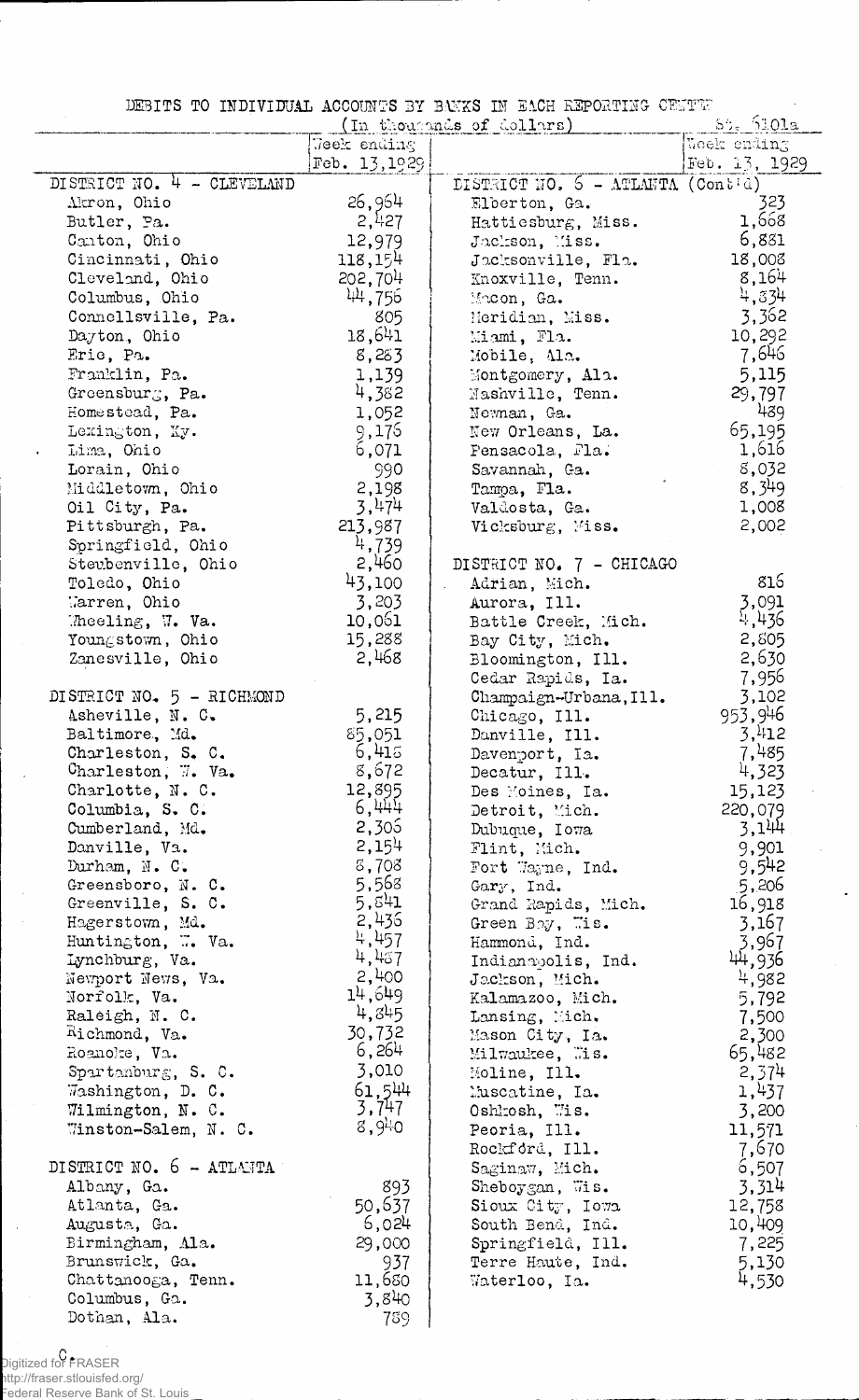DEBITS TO INDIVIDUAL ACCOUNTS BY BANKS IN EACH REPORTING CENTER

(In thousands of dollars)

St. 5101a

| | Week ending Feb. 13, 1929 |
|---|---|
| **DISTRICT NO. 4 - CLEVELAND** | |
| Akron, Ohio | 26,964 |
| Butler, Pa. | 2,427 |
| Canton, Ohio | 12,979 |
| Cincinnati, Ohio | 118,154 |
| Cleveland, Ohio | 202,704 |
| Columbus, Ohio | 44,756 |
| Connellsville, Pa. | 805 |
| Dayton, Ohio | 18,641 |
| Erie, Pa. | 8,283 |
| Franklin, Pa. | 1,139 |
| Greensburg, Pa. | 4,382 |
| Homestead, Pa. | 1,052 |
| Lexington, Ky. | 9,176 |
| Lima, Ohio | 6,071 |
| Lorain, Ohio | 990 |
| Middletown, Ohio | 2,198 |
| Oil City, Pa. | 3,474 |
| Pittsburgh, Pa. | 213,987 |
| Springfield, Ohio | 4,739 |
| Steubenville, Ohio | 2,460 |
| Toledo, Ohio | 43,100 |
| Warren, Ohio | 3,203 |
| Wheeling, W. Va. | 10,061 |
| Youngstown, Ohio | 15,288 |
| Zanesville, Ohio | 2,468 |
| **DISTRICT NO. 5 - RICHMOND** | |
| Asheville, N. C. | 5,215 |
| Baltimore, Md. | 85,051 |
| Charleston, S. C. | 6,416 |
| Charleston, W. Va. | 8,672 |
| Charlotte, N. C. | 12,895 |
| Columbia, S. C. | 6,444 |
| Cumberland, Md. | 2,306 |
| Danville, Va. | 2,154 |
| Durham, N. C. | 8,708 |
| Greensboro, N. C. | 5,568 |
| Greenville, S. C. | 5,841 |
| Hagerstown, Md. | 2,436 |
| Huntington, W. Va. | 4,457 |
| Lynchburg, Va. | 4,487 |
| Newport News, Va. | 2,400 |
| Norfolk, Va. | 14,649 |
| Raleigh, N. C. | 4,845 |
| Richmond, Va. | 30,732 |
| Roanoke, Va. | 6,264 |
| Spartanburg, S. C. | 3,010 |
| Washington, D. C. | 61,544 |
| Wilmington, N. C. | 3,747 |
| Winston-Salem, N. C. | 8,940 |
| **DISTRICT NO. 6 - ATLANTA** | |
| Albany, Ga. | 893 |
| Atlanta, Ga. | 50,637 |
| Augusta, Ga. | 6,024 |
| Birmingham, Ala. | 29,000 |
| Brunswick, Ga. | 937 |
| Chattanooga, Tenn. | 11,680 |
| Columbus, Ga. | 3,840 |
| Dothan, Ala. | 789 |
| **DISTRICT NO. 6 - ATLANTA (Cont'd)** | |
| Elberton, Ga. | 323 |
| Hattiesburg, Miss. | 1,668 |
| Jackson, Miss. | 6,881 |
| Jacksonville, Fla. | 18,008 |
| Knoxville, Tenn. | 8,164 |
| Macon, Ga. | 4,334 |
| Meridian, Miss. | 3,362 |
| Miami, Fla. | 10,292 |
| Mobile, Ala. | 7,646 |
| Montgomery, Ala. | 5,115 |
| Nashville, Tenn. | 29,797 |
| Newnan, Ga. | 489 |
| New Orleans, La. | 65,195 |
| Pensacola, Fla. | 1,616 |
| Savannah, Ga. | 8,032 |
| Tampa, Fla. | 8,349 |
| Valdosta, Ga. | 1,008 |
| Vicksburg, Miss. | 2,002 |
| **DISTRICT NO. 7 - CHICAGO** | |
| Adrian, Mich. | 816 |
| Aurora, Ill. | 3,091 |
| Battle Creek, Mich. | 4,436 |
| Bay City, Mich. | 2,805 |
| Bloomington, Ill. | 2,630 |
| Cedar Rapids, Ia. | 7,956 |
| Champaign-Urbana, Ill. | 3,102 |
| Chicago, Ill. | 953,946 |
| Danville, Ill. | 3,412 |
| Davenport, Ia. | 7,485 |
| Decatur, Ill. | 4,323 |
| Des Moines, Ia. | 15,123 |
| Detroit, Mich. | 220,079 |
| Dubuque, Iowa | 3,144 |
| Flint, Mich. | 9,901 |
| Fort Wayne, Ind. | 9,542 |
| Gary, Ind. | 5,206 |
| Grand Rapids, Mich. | 16,918 |
| Green Bay, Wis. | 3,167 |
| Hammond, Ind. | 3,967 |
| Indianapolis, Ind. | 44,936 |
| Jackson, Mich. | 4,982 |
| Kalamazoo, Mich. | 5,792 |
| Lansing, Mich. | 7,500 |
| Mason City, Ia. | 2,300 |
| Milwaukee, Wis. | 65,482 |
| Moline, Ill. | 2,374 |
| Muscatine, Ia. | 1,437 |
| Oshkosh, Wis. | 3,200 |
| Peoria, Ill. | 11,571 |
| Rockford, Ill. | 7,670 |
| Saginaw, Mich. | 6,507 |
| Sheboygan, Wis. | 3,314 |
| Sioux City, Iowa | 12,758 |
| South Bend, Ind. | 10,409 |
| Springfield, Ill. | 7,225 |
| Terre Haute, Ind. | 5,130 |
| Waterloo, Ia. | 4,530 |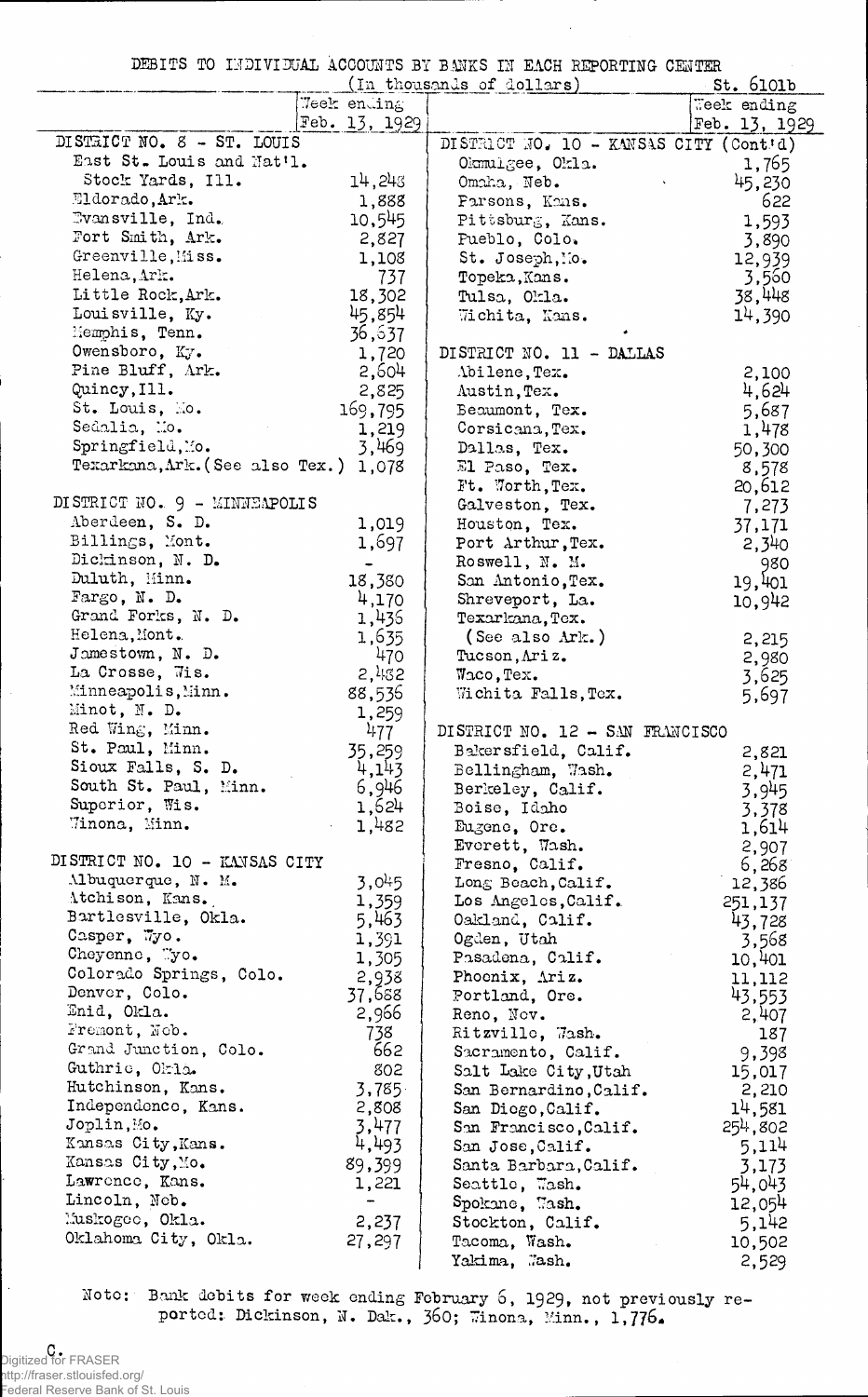DEBITS TO INDIVIDUAL ACCOUNTS BY BANKS IN EACH REPORTING CENTER

(In thousands of dollars)

St. 6101b

| | Week ending Feb. 13, 1929 | | Week ending Feb. 13, 1929 |
|---|---|---|---|
| DISTRICT NO. 8 - ST. LOUIS | | DISTRICT NO. 10 - KANSAS CITY (Cont'd) | |
| East St. Louis and Nat'l. Stock Yards, Ill. | 14,248 | Okmulgee, Okla. | 1,765 |
| Eldorado, Ark. | 1,888 | Omaha, Neb. | 45,230 |
| Evansville, Ind. | 10,545 | Parsons, Kans. | 622 |
| Fort Smith, Ark. | 2,827 | Pittsburg, Kans. | 1,593 |
| Greenville, Miss. | 1,108 | Pueblo, Colo. | 3,890 |
| Helena, Ark. | 737 | St. Joseph, Mo. | 12,939 |
| Little Rock, Ark. | 18,302 | Topeka, Kans. | 3,560 |
| Louisville, Ky. | 45,854 | Tulsa, Okla. | 38,448 |
| Memphis, Tenn. | 36,637 | Wichita, Kans. | 14,390 |
| Owensboro, Ky. | 1,720 | | |
| Pine Bluff, Ark. | 2,604 | DISTRICT NO. 11 - DALLAS | |
| Quincy, Ill. | 2,825 | Abilene, Tex. | 2,100 |
| St. Louis, Mo. | 169,795 | Austin, Tex. | 4,624 |
| Sedalia, Mo. | 1,219 | Beaumont, Tex. | 5,687 |
| Springfield, Mo. | 3,469 | Corsicana, Tex. | 1,478 |
| Texarkana, Ark. (See also Tex.) | 1,078 | Dallas, Tex. | 50,300 |
| | | El Paso, Tex. | 8,578 |
| DISTRICT NO. 9 - MINNEAPOLIS | | Ft. Worth, Tex. | 20,612 |
| Aberdeen, S. D. | 1,019 | Galveston, Tex. | 7,273 |
| Billings, Mont. | 1,697 | Houston, Tex. | 37,171 |
| Dickinson, N. D. | - | Port Arthur, Tex. | 2,340 |
| Duluth, Minn. | 18,380 | Roswell, N. M. | 980 |
| Fargo, N. D. | 4,170 | San Antonio, Tex. | 19,401 |
| Grand Forks, N. D. | 1,436 | Shreveport, La. | 10,942 |
| Helena, Mont. | 1,635 | Texarkana, Tex. (See also Ark.) | 2,215 |
| Jamestown, N. D. | 470 | Tucson, Ariz. | 2,980 |
| La Crosse, Wis. | 2,482 | Waco, Tex. | 3,625 |
| Minneapolis, Minn. | 88,536 | Wichita Falls, Tex. | 5,697 |
| Minot, N. D. | 1,259 | | |
| Red Wing, Minn. | 477 | DISTRICT NO. 12 - SAN FRANCISCO | |
| St. Paul, Minn. | 35,259 | Bakersfield, Calif. | 2,821 |
| Sioux Falls, S. D. | 4,143 | Bellingham, Wash. | 2,471 |
| South St. Paul, Minn. | 6,946 | Berkeley, Calif. | 3,945 |
| Superior, Wis. | 1,624 | Boise, Idaho | 3,378 |
| Winona, Minn. | 1,482 | Eugene, Ore. | 1,614 |
| | | Everett, Wash. | 2,907 |
| DISTRICT NO. 10 - KANSAS CITY | | Fresno, Calif. | 6,268 |
| Albuquerque, N. M. | 3,045 | Long Beach, Calif. | 12,386 |
| Atchison, Kans. | 1,359 | Los Angeles, Calif. | 251,137 |
| Bartlesville, Okla. | 5,463 | Oakland, Calif. | 43,728 |
| Casper, Wyo. | 1,391 | Ogden, Utah | 3,568 |
| Cheyenne, Wyo. | 1,305 | Pasadena, Calif. | 10,401 |
| Colorado Springs, Colo. | 2,938 | Phoenix, Ariz. | 11,112 |
| Denver, Colo. | 37,688 | Portland, Ore. | 43,553 |
| Enid, Okla. | 2,966 | Reno, Nev. | 2,407 |
| Fremont, Neb. | 738 | Ritzville, Wash. | 187 |
| Grand Junction, Colo. | 662 | Sacramento, Calif. | 9,398 |
| Guthrie, Okla. | 802 | Salt Lake City, Utah | 15,017 |
| Hutchinson, Kans. | 3,785 | San Bernardino, Calif. | 2,210 |
| Independence, Kans. | 2,808 | San Diego, Calif. | 14,581 |
| Joplin, Mo. | 3,477 | San Francisco, Calif. | 254,802 |
| Kansas City, Kans. | 4,493 | San Jose, Calif. | 5,114 |
| Kansas City, Mo. | 89,399 | Santa Barbara, Calif. | 3,173 |
| Lawrence, Kans. | 1,221 | Seattle, Wash. | 54,043 |
| Lincoln, Neb. | - | Spokane, Wash. | 12,054 |
| Muskogee, Okla. | 2,237 | Stockton, Calif. | 5,142 |
| Oklahoma City, Okla. | 27,297 | Tacoma, Wash. | 10,502 |
| | | Yakima, Wash. | 2,529 |

Note: Bank debits for week ending February 6, 1929, not previously reported: Dickinson, N. Dak., 360; Winona, Minn., 1,776.

C.